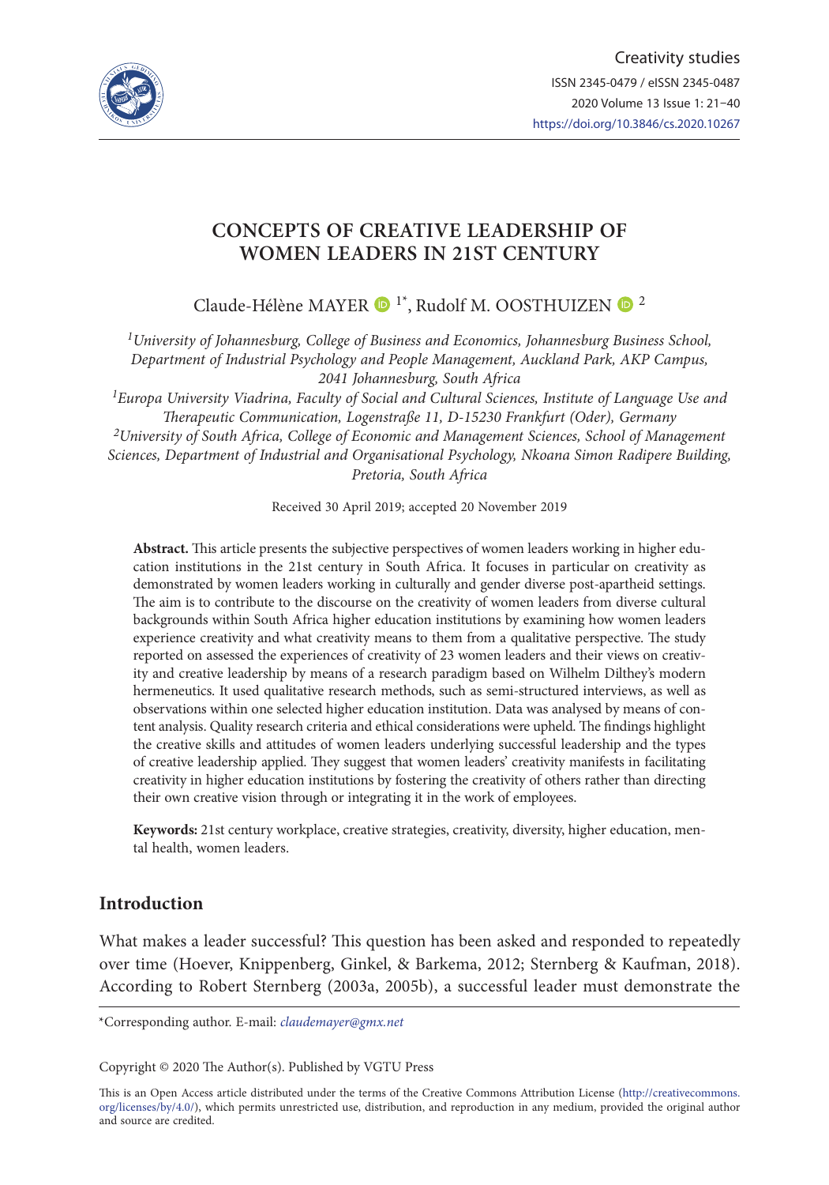Creativity studies
ISSN 2345-0479 / eISSN 2345-0487
2020 Volume 13 Issue 1: 21–40
https://doi.org/10.3846/cs.2020.10267

# CONCEPTS OF CREATIVE LEADERSHIP OF WOMEN LEADERS IN 21ST CENTURY

Claude-Hélène MAYER [1*], Rudolf M. OOSTHUIZEN [2]

*[1]University of Johannesburg, College of Business and Economics, Johannesburg Business School, Department of Industrial Psychology and People Management, Auckland Park, AKP Campus, 2041 Johannesburg, South Africa*
*[1]Europa University Viadrina, Faculty of Social and Cultural Sciences, Institute of Language Use and Therapeutic Communication, Logenstraße 11, D-15230 Frankfurt (Oder), Germany*
*[2]University of South Africa, College of Economic and Management Sciences, School of Management Sciences, Department of Industrial and Organisational Psychology, Nkoana Simon Radipere Building, Pretoria, South Africa*

Received 30 April 2019; accepted 20 November 2019

**Abstract.** This article presents the subjective perspectives of women leaders working in higher education institutions in the 21st century in South Africa. It focuses in particular on creativity as demonstrated by women leaders working in culturally and gender diverse post-apartheid settings. The aim is to contribute to the discourse on the creativity of women leaders from diverse cultural backgrounds within South Africa higher education institutions by examining how women leaders experience creativity and what creativity means to them from a qualitative perspective. The study reported on assessed the experiences of creativity of 23 women leaders and their views on creativity and creative leadership by means of a research paradigm based on Wilhelm Dilthey's modern hermeneutics. It used qualitative research methods, such as semi-structured interviews, as well as observations within one selected higher education institution. Data was analysed by means of content analysis. Quality research criteria and ethical considerations were upheld. The findings highlight the creative skills and attitudes of women leaders underlying successful leadership and the types of creative leadership applied. They suggest that women leaders' creativity manifests in facilitating creativity in higher education institutions by fostering the creativity of others rather than directing their own creative vision through or integrating it in the work of employees.

**Keywords:** 21st century workplace, creative strategies, creativity, diversity, higher education, mental health, women leaders.

## Introduction

What makes a leader successful? This question has been asked and responded to repeatedly over time (Hoever, Knippenberg, Ginkel, & Barkema, 2012; Sternberg & Kaufman, 2018). According to Robert Sternberg (2003a, 2005b), a successful leader must demonstrate the

*Corresponding author. E-mail: *claudemayer@gmx.net*

Copyright © 2020 The Author(s). Published by VGTU Press

This is an Open Access article distributed under the terms of the Creative Commons Attribution License (http://creativecommons.org/licenses/by/4.0/), which permits unrestricted use, distribution, and reproduction in any medium, provided the original author and source are credited.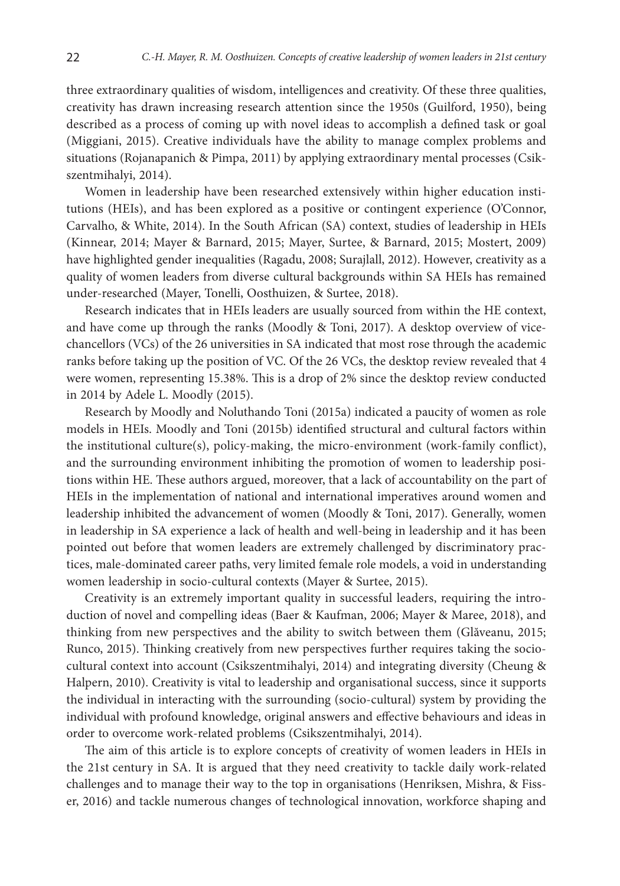three extraordinary qualities of wisdom, intelligences and creativity. Of these three qualities, creativity has drawn increasing research attention since the 1950s (Guilford, 1950), being described as a process of coming up with novel ideas to accomplish a defined task or goal (Miggiani, 2015). Creative individuals have the ability to manage complex problems and situations (Rojanapanich & Pimpa, 2011) by applying extraordinary mental processes (Csikszentmihalyi, 2014).

Women in leadership have been researched extensively within higher education institutions (HEIs), and has been explored as a positive or contingent experience (O'Connor, Carvalho, & White, 2014). In the South African (SA) context, studies of leadership in HEIs (Kinnear, 2014; Mayer & Barnard, 2015; Mayer, Surtee, & Barnard, 2015; Mostert, 2009) have highlighted gender inequalities (Ragadu, 2008; Surajlall, 2012). However, creativity as a quality of women leaders from diverse cultural backgrounds within SA HEIs has remained under-researched (Mayer, Tonelli, Oosthuizen, & Surtee, 2018).

Research indicates that in HEIs leaders are usually sourced from within the HE context, and have come up through the ranks (Moodly & Toni, 2017). A desktop overview of vice-chancellors (VCs) of the 26 universities in SA indicated that most rose through the academic ranks before taking up the position of VC. Of the 26 VCs, the desktop review revealed that 4 were women, representing 15.38%. This is a drop of 2% since the desktop review conducted in 2014 by Adele L. Moodly (2015).

Research by Moodly and Noluthando Toni (2015a) indicated a paucity of women as role models in HEIs. Moodly and Toni (2015b) identified structural and cultural factors within the institutional culture(s), policy-making, the micro-environment (work-family conflict), and the surrounding environment inhibiting the promotion of women to leadership positions within HE. These authors argued, moreover, that a lack of accountability on the part of HEIs in the implementation of national and international imperatives around women and leadership inhibited the advancement of women (Moodly & Toni, 2017). Generally, women in leadership in SA experience a lack of health and well-being in leadership and it has been pointed out before that women leaders are extremely challenged by discriminatory practices, male-dominated career paths, very limited female role models, a void in understanding women leadership in socio-cultural contexts (Mayer & Surtee, 2015).

Creativity is an extremely important quality in successful leaders, requiring the introduction of novel and compelling ideas (Baer & Kaufman, 2006; Mayer & Maree, 2018), and thinking from new perspectives and the ability to switch between them (Glăveanu, 2015; Runco, 2015). Thinking creatively from new perspectives further requires taking the socio-cultural context into account (Csikszentmihalyi, 2014) and integrating diversity (Cheung & Halpern, 2010). Creativity is vital to leadership and organisational success, since it supports the individual in interacting with the surrounding (socio-cultural) system by providing the individual with profound knowledge, original answers and effective behaviours and ideas in order to overcome work-related problems (Csikszentmihalyi, 2014).

The aim of this article is to explore concepts of creativity of women leaders in HEIs in the 21st century in SA. It is argued that they need creativity to tackle daily work-related challenges and to manage their way to the top in organisations (Henriksen, Mishra, & Fisser, 2016) and tackle numerous changes of technological innovation, workforce shaping and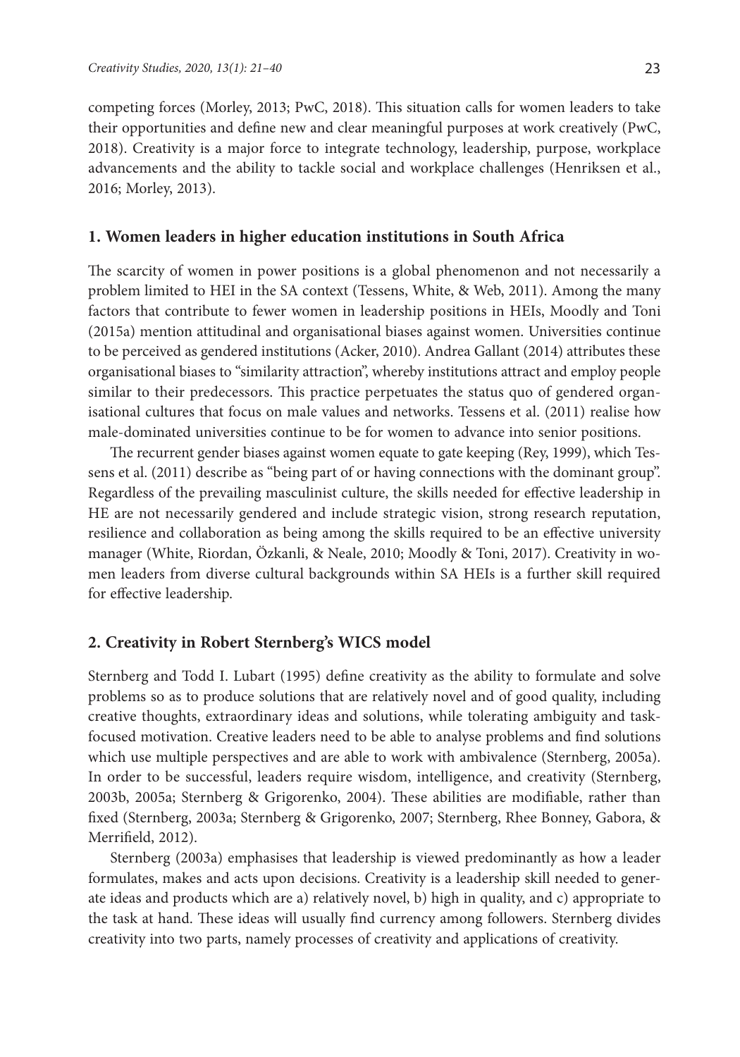competing forces (Morley, 2013; PwC, 2018). This situation calls for women leaders to take their opportunities and define new and clear meaningful purposes at work creatively (PwC, 2018). Creativity is a major force to integrate technology, leadership, purpose, workplace advancements and the ability to tackle social and workplace challenges (Henriksen et al., 2016; Morley, 2013).

## 1. Women leaders in higher education institutions in South Africa

The scarcity of women in power positions is a global phenomenon and not necessarily a problem limited to HEI in the SA context (Tessens, White, & Web, 2011). Among the many factors that contribute to fewer women in leadership positions in HEIs, Moodly and Toni (2015a) mention attitudinal and organisational biases against women. Universities continue to be perceived as gendered institutions (Acker, 2010). Andrea Gallant (2014) attributes these organisational biases to "similarity attraction", whereby institutions attract and employ people similar to their predecessors. This practice perpetuates the status quo of gendered organisational cultures that focus on male values and networks. Tessens et al. (2011) realise how male-dominated universities continue to be for women to advance into senior positions.

The recurrent gender biases against women equate to gate keeping (Rey, 1999), which Tessens et al. (2011) describe as "being part of or having connections with the dominant group". Regardless of the prevailing masculinist culture, the skills needed for effective leadership in HE are not necessarily gendered and include strategic vision, strong research reputation, resilience and collaboration as being among the skills required to be an effective university manager (White, Riordan, Özkanli, & Neale, 2010; Moodly & Toni, 2017). Creativity in women leaders from diverse cultural backgrounds within SA HEIs is a further skill required for effective leadership.

## 2. Creativity in Robert Sternberg's WICS model

Sternberg and Todd I. Lubart (1995) define creativity as the ability to formulate and solve problems so as to produce solutions that are relatively novel and of good quality, including creative thoughts, extraordinary ideas and solutions, while tolerating ambiguity and task-focused motivation. Creative leaders need to be able to analyse problems and find solutions which use multiple perspectives and are able to work with ambivalence (Sternberg, 2005a). In order to be successful, leaders require wisdom, intelligence, and creativity (Sternberg, 2003b, 2005a; Sternberg & Grigorenko, 2004). These abilities are modifiable, rather than fixed (Sternberg, 2003a; Sternberg & Grigorenko, 2007; Sternberg, Rhee Bonney, Gabora, & Merrifield, 2012).

Sternberg (2003a) emphasises that leadership is viewed predominantly as how a leader formulates, makes and acts upon decisions. Creativity is a leadership skill needed to generate ideas and products which are a) relatively novel, b) high in quality, and c) appropriate to the task at hand. These ideas will usually find currency among followers. Sternberg divides creativity into two parts, namely processes of creativity and applications of creativity.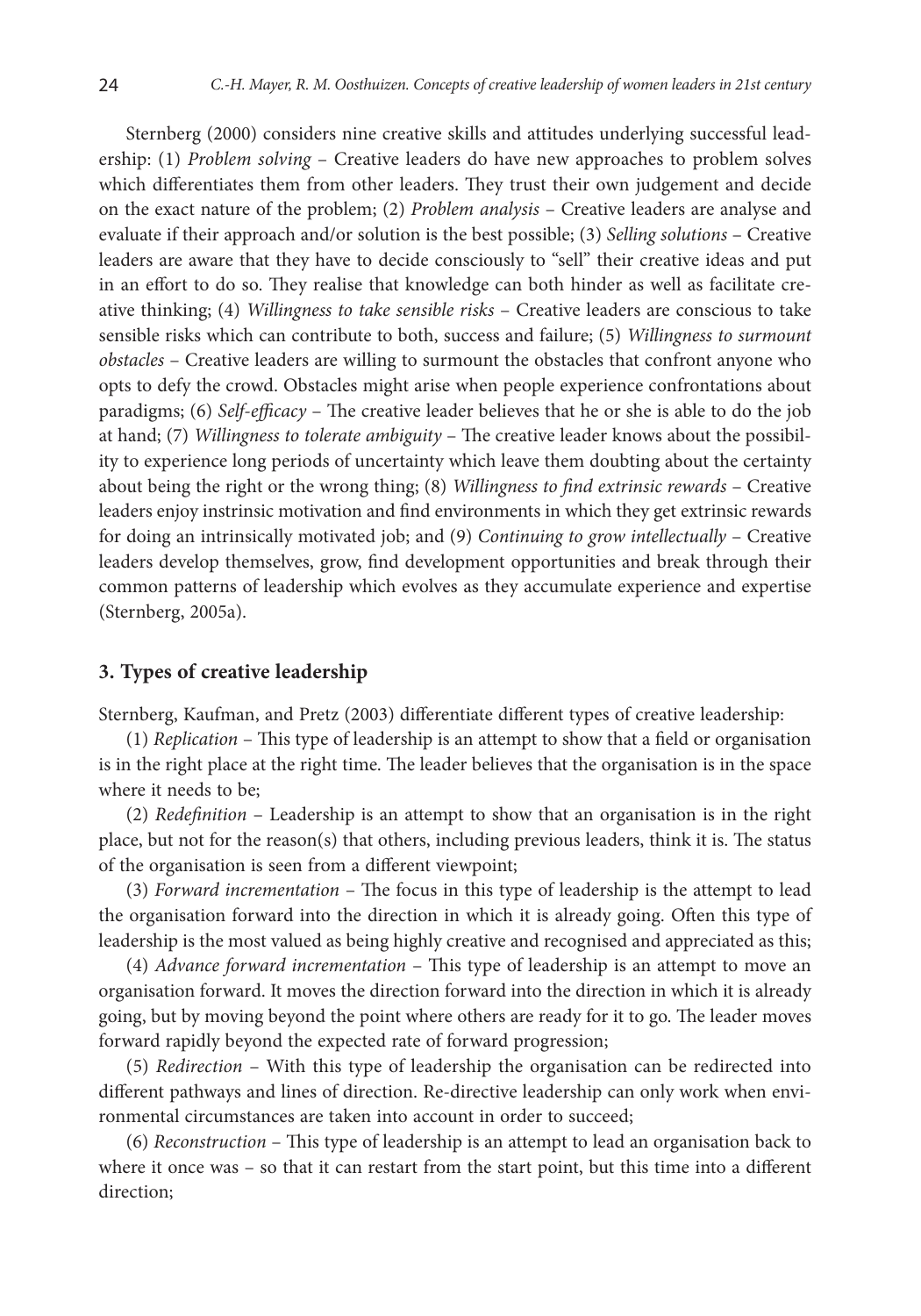Sternberg (2000) considers nine creative skills and attitudes underlying successful leadership: (1) *Problem solving* – Creative leaders do have new approaches to problem solves which differentiates them from other leaders. They trust their own judgement and decide on the exact nature of the problem; (2) *Problem analysis* – Creative leaders are analyse and evaluate if their approach and/or solution is the best possible; (3) *Selling solutions* – Creative leaders are aware that they have to decide consciously to "sell" their creative ideas and put in an effort to do so. They realise that knowledge can both hinder as well as facilitate creative thinking; (4) *Willingness to take sensible risks* – Creative leaders are conscious to take sensible risks which can contribute to both, success and failure; (5) *Willingness to surmount obstacles* – Creative leaders are willing to surmount the obstacles that confront anyone who opts to defy the crowd. Obstacles might arise when people experience confrontations about paradigms; (6) *Self-efficacy* – The creative leader believes that he or she is able to do the job at hand; (7) *Willingness to tolerate ambiguity* – The creative leader knows about the possibility to experience long periods of uncertainty which leave them doubting about the certainty about being the right or the wrong thing; (8) *Willingness to find extrinsic rewards* – Creative leaders enjoy instrinsic motivation and find environments in which they get extrinsic rewards for doing an intrinsically motivated job; and (9) *Continuing to grow intellectually* – Creative leaders develop themselves, grow, find development opportunities and break through their common patterns of leadership which evolves as they accumulate experience and expertise (Sternberg, 2005a).

## 3. Types of creative leadership

Sternberg, Kaufman, and Pretz (2003) differentiate different types of creative leadership:

(1) *Replication* – This type of leadership is an attempt to show that a field or organisation is in the right place at the right time. The leader believes that the organisation is in the space where it needs to be;

(2) *Redefinition* – Leadership is an attempt to show that an organisation is in the right place, but not for the reason(s) that others, including previous leaders, think it is. The status of the organisation is seen from a different viewpoint;

(3) *Forward incrementation* – The focus in this type of leadership is the attempt to lead the organisation forward into the direction in which it is already going. Often this type of leadership is the most valued as being highly creative and recognised and appreciated as this;

(4) *Advance forward incrementation* – This type of leadership is an attempt to move an organisation forward. It moves the direction forward into the direction in which it is already going, but by moving beyond the point where others are ready for it to go. The leader moves forward rapidly beyond the expected rate of forward progression;

(5) *Redirection* – With this type of leadership the organisation can be redirected into different pathways and lines of direction. Re-directive leadership can only work when environmental circumstances are taken into account in order to succeed;

(6) *Reconstruction* – This type of leadership is an attempt to lead an organisation back to where it once was – so that it can restart from the start point, but this time into a different direction;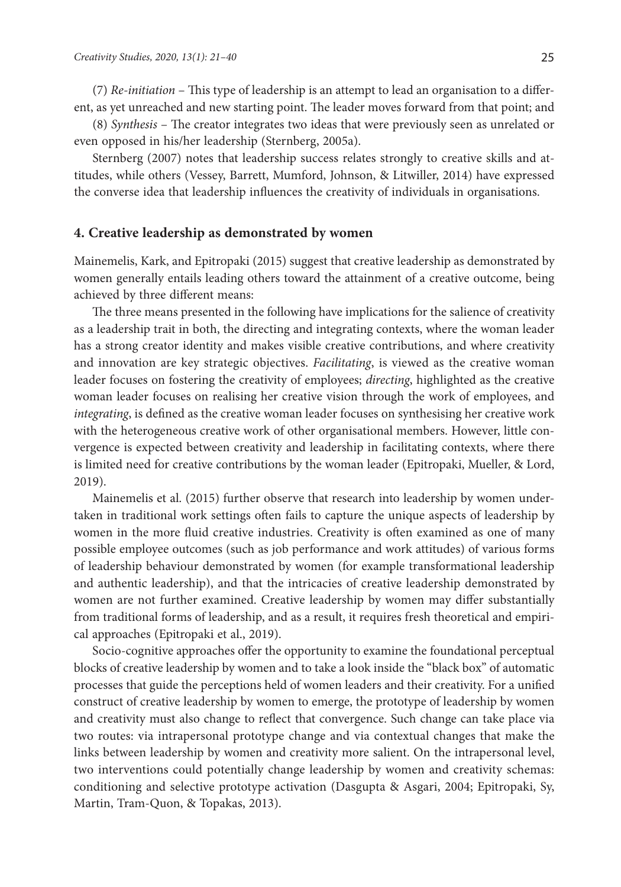(7) *Re-initiation* – This type of leadership is an attempt to lead an organisation to a different, as yet unreached and new starting point. The leader moves forward from that point; and

(8) *Synthesis* – The creator integrates two ideas that were previously seen as unrelated or even opposed in his/her leadership (Sternberg, 2005a).

Sternberg (2007) notes that leadership success relates strongly to creative skills and attitudes, while others (Vessey, Barrett, Mumford, Johnson, & Litwiller, 2014) have expressed the converse idea that leadership influences the creativity of individuals in organisations.

## 4. Creative leadership as demonstrated by women

Mainemelis, Kark, and Epitropaki (2015) suggest that creative leadership as demonstrated by women generally entails leading others toward the attainment of a creative outcome, being achieved by three different means:

The three means presented in the following have implications for the salience of creativity as a leadership trait in both, the directing and integrating contexts, where the woman leader has a strong creator identity and makes visible creative contributions, and where creativity and innovation are key strategic objectives. *Facilitating*, is viewed as the creative woman leader focuses on fostering the creativity of employees; *directing*, highlighted as the creative woman leader focuses on realising her creative vision through the work of employees, and *integrating*, is defined as the creative woman leader focuses on synthesising her creative work with the heterogeneous creative work of other organisational members. However, little convergence is expected between creativity and leadership in facilitating contexts, where there is limited need for creative contributions by the woman leader (Epitropaki, Mueller, & Lord, 2019).

Mainemelis et al. (2015) further observe that research into leadership by women undertaken in traditional work settings often fails to capture the unique aspects of leadership by women in the more fluid creative industries. Creativity is often examined as one of many possible employee outcomes (such as job performance and work attitudes) of various forms of leadership behaviour demonstrated by women (for example transformational leadership and authentic leadership), and that the intricacies of creative leadership demonstrated by women are not further examined. Creative leadership by women may differ substantially from traditional forms of leadership, and as a result, it requires fresh theoretical and empirical approaches (Epitropaki et al., 2019).

Socio-cognitive approaches offer the opportunity to examine the foundational perceptual blocks of creative leadership by women and to take a look inside the "black box" of automatic processes that guide the perceptions held of women leaders and their creativity. For a unified construct of creative leadership by women to emerge, the prototype of leadership by women and creativity must also change to reflect that convergence. Such change can take place via two routes: via intrapersonal prototype change and via contextual changes that make the links between leadership by women and creativity more salient. On the intrapersonal level, two interventions could potentially change leadership by women and creativity schemas: conditioning and selective prototype activation (Dasgupta & Asgari, 2004; Epitropaki, Sy, Martin, Tram-Quon, & Topakas, 2013).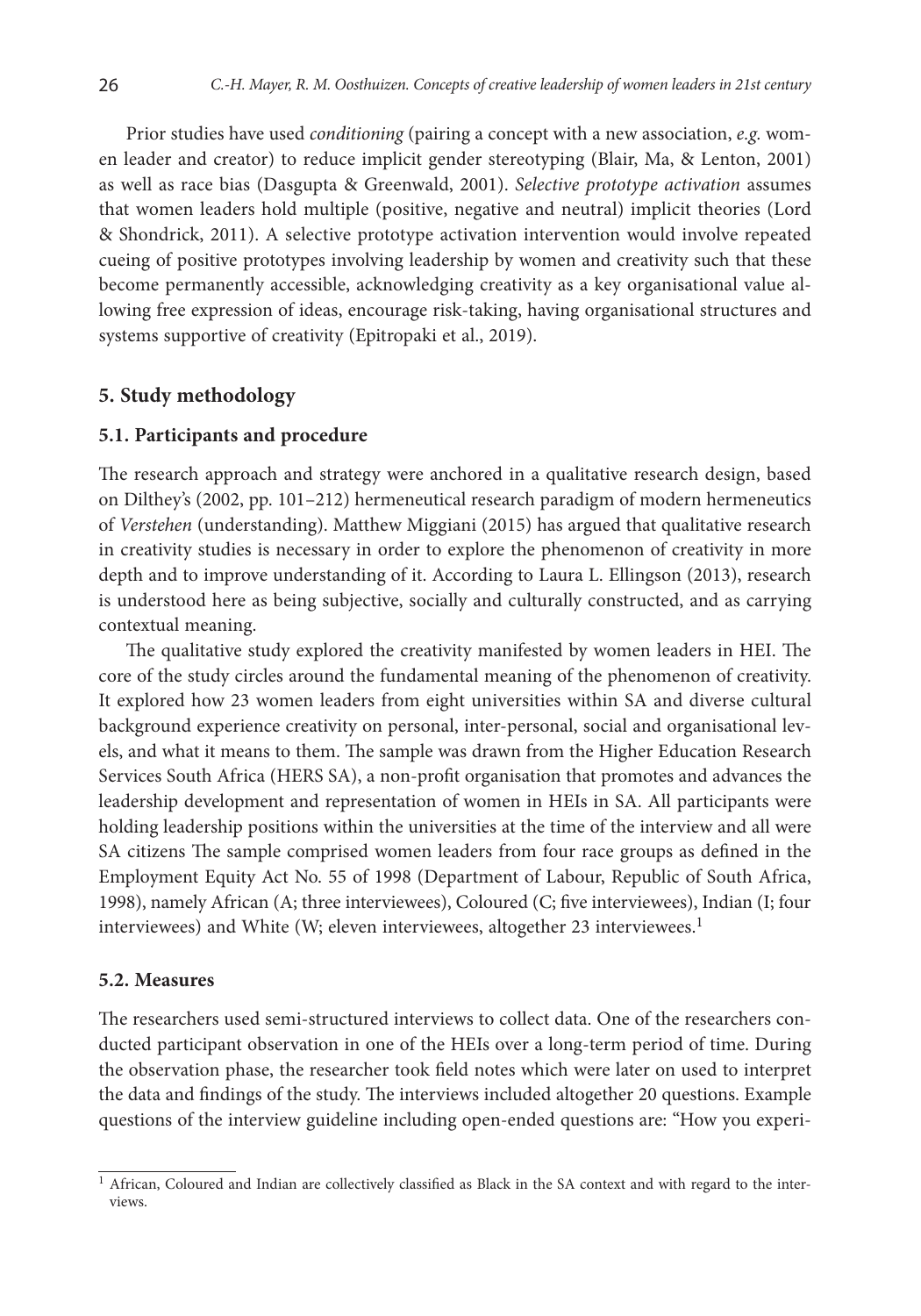Prior studies have used *conditioning* (pairing a concept with a new association, *e.g.* women leader and creator) to reduce implicit gender stereotyping (Blair, Ma, & Lenton, 2001) as well as race bias (Dasgupta & Greenwald, 2001). *Selective prototype activation* assumes that women leaders hold multiple (positive, negative and neutral) implicit theories (Lord & Shondrick, 2011). A selective prototype activation intervention would involve repeated cueing of positive prototypes involving leadership by women and creativity such that these become permanently accessible, acknowledging creativity as a key organisational value allowing free expression of ideas, encourage risk-taking, having organisational structures and systems supportive of creativity (Epitropaki et al., 2019).

## 5. Study methodology

### 5.1. Participants and procedure

The research approach and strategy were anchored in a qualitative research design, based on Dilthey's (2002, pp. 101–212) hermeneutical research paradigm of modern hermeneutics of *Verstehen* (understanding). Matthew Miggiani (2015) has argued that qualitative research in creativity studies is necessary in order to explore the phenomenon of creativity in more depth and to improve understanding of it. According to Laura L. Ellingson (2013), research is understood here as being subjective, socially and culturally constructed, and as carrying contextual meaning.

The qualitative study explored the creativity manifested by women leaders in HEI. The core of the study circles around the fundamental meaning of the phenomenon of creativity. It explored how 23 women leaders from eight universities within SA and diverse cultural background experience creativity on personal, inter-personal, social and organisational levels, and what it means to them. The sample was drawn from the Higher Education Research Services South Africa (HERS SA), a non-profit organisation that promotes and advances the leadership development and representation of women in HEIs in SA. All participants were holding leadership positions within the universities at the time of the interview and all were SA citizens The sample comprised women leaders from four race groups as defined in the Employment Equity Act No. 55 of 1998 (Department of Labour, Republic of South Africa, 1998), namely African (A; three interviewees), Coloured (C; five interviewees), Indian (I; four interviewees) and White (W; eleven interviewees, altogether 23 interviewees.[1]

### 5.2. Measures

The researchers used semi-structured interviews to collect data. One of the researchers conducted participant observation in one of the HEIs over a long-term period of time. During the observation phase, the researcher took field notes which were later on used to interpret the data and findings of the study. The interviews included altogether 20 questions. Example questions of the interview guideline including open-ended questions are: "How you experi-

[1] African, Coloured and Indian are collectively classified as Black in the SA context and with regard to the interviews.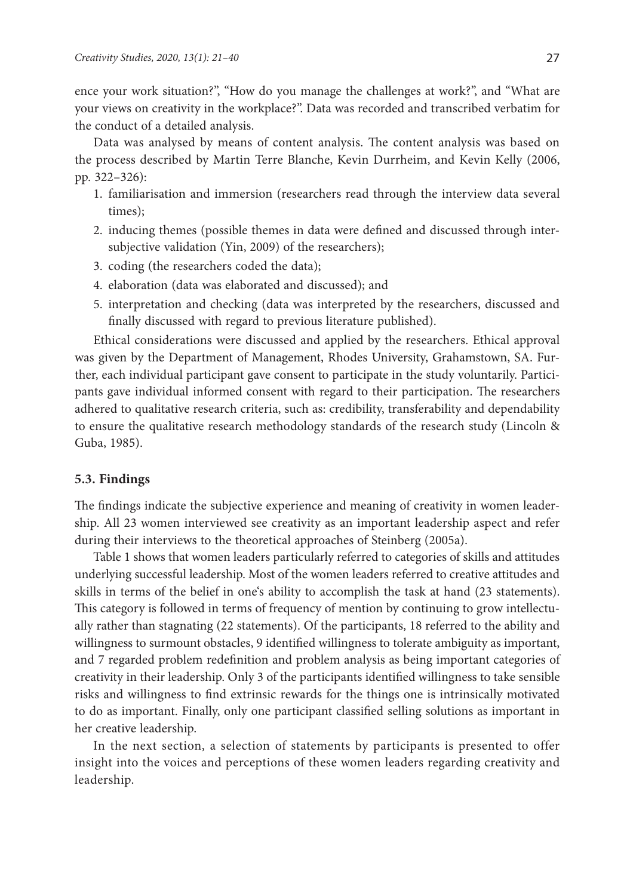ence your work situation?", "How do you manage the challenges at work?", and "What are your views on creativity in the workplace?". Data was recorded and transcribed verbatim for the conduct of a detailed analysis.

Data was analysed by means of content analysis. The content analysis was based on the process described by Martin Terre Blanche, Kevin Durrheim, and Kevin Kelly (2006, pp. 322–326):

1. familiarisation and immersion (researchers read through the interview data several times);
2. inducing themes (possible themes in data were defined and discussed through intersubjective validation (Yin, 2009) of the researchers);
3. coding (the researchers coded the data);
4. elaboration (data was elaborated and discussed); and
5. interpretation and checking (data was interpreted by the researchers, discussed and finally discussed with regard to previous literature published).

Ethical considerations were discussed and applied by the researchers. Ethical approval was given by the Department of Management, Rhodes University, Grahamstown, SA. Further, each individual participant gave consent to participate in the study voluntarily. Participants gave individual informed consent with regard to their participation. The researchers adhered to qualitative research criteria, such as: credibility, transferability and dependability to ensure the qualitative research methodology standards of the research study (Lincoln & Guba, 1985).

### 5.3. Findings

The findings indicate the subjective experience and meaning of creativity in women leadership. All 23 women interviewed see creativity as an important leadership aspect and refer during their interviews to the theoretical approaches of Steinberg (2005a).

Table 1 shows that women leaders particularly referred to categories of skills and attitudes underlying successful leadership. Most of the women leaders referred to creative attitudes and skills in terms of the belief in one's ability to accomplish the task at hand (23 statements). This category is followed in terms of frequency of mention by continuing to grow intellectually rather than stagnating (22 statements). Of the participants, 18 referred to the ability and willingness to surmount obstacles, 9 identified willingness to tolerate ambiguity as important, and 7 regarded problem redefinition and problem analysis as being important categories of creativity in their leadership. Only 3 of the participants identified willingness to take sensible risks and willingness to find extrinsic rewards for the things one is intrinsically motivated to do as important. Finally, only one participant classified selling solutions as important in her creative leadership.

In the next section, a selection of statements by participants is presented to offer insight into the voices and perceptions of these women leaders regarding creativity and leadership.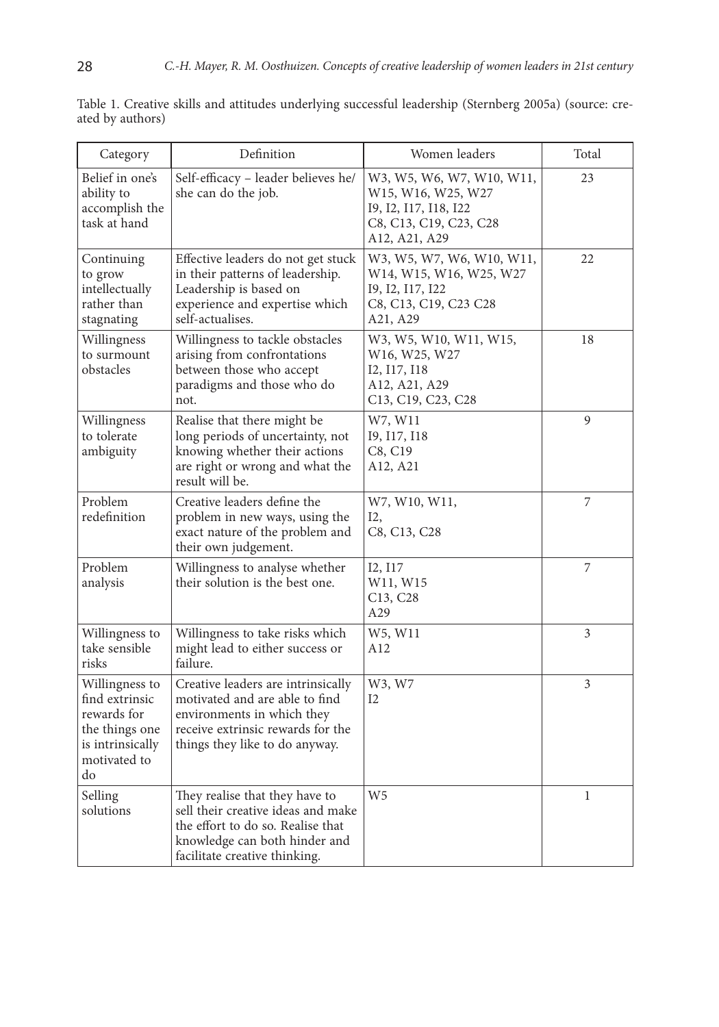Table 1. Creative skills and attitudes underlying successful leadership (Sternberg 2005a) (source: created by authors)

| Category | Definition | Women leaders | Total |
|---|---|---|---|
| Belief in one's ability to accomplish the task at hand | Self-efficacy – leader believes he/she can do the job. | W3, W5, W6, W7, W10, W11, W15, W16, W25, W27 I9, I2, I17, I18, I22 C8, C13, C19, C23, C28 A12, A21, A29 | 23 |
| Continuing to grow intellectually rather than stagnating | Effective leaders do not get stuck in their patterns of leadership. Leadership is based on experience and expertise which self-actualises. | W3, W5, W7, W6, W10, W11, W14, W15, W16, W25, W27 I9, I2, I17, I22 C8, C13, C19, C23 C28 A21, A29 | 22 |
| Willingness to surmount obstacles | Willingness to tackle obstacles arising from confrontations between those who accept paradigms and those who do not. | W3, W5, W10, W11, W15, W16, W25, W27 I2, I17, I18 A12, A21, A29 C13, C19, C23, C28 | 18 |
| Willingness to tolerate ambiguity | Realise that there might be long periods of uncertainty, not knowing whether their actions are right or wrong and what the result will be. | W7, W11 I9, I17, I18 C8, C19 A12, A21 | 9 |
| Problem redefinition | Creative leaders define the problem in new ways, using the exact nature of the problem and their own judgement. | W7, W10, W11, I2, C8, C13, C28 | 7 |
| Problem analysis | Willingness to analyse whether their solution is the best one. | I2, I17 W11, W15 C13, C28 A29 | 7 |
| Willingness to take sensible risks | Willingness to take risks which might lead to either success or failure. | W5, W11 A12 | 3 |
| Willingness to find extrinsic rewards for the things one is intrinsically motivated to do | Creative leaders are intrinsically motivated and are able to find environments in which they receive extrinsic rewards for the things they like to do anyway. | W3, W7 I2 | 3 |
| Selling solutions | They realise that they have to sell their creative ideas and make the effort to do so. Realise that knowledge can both hinder and facilitate creative thinking. | W5 | 1 |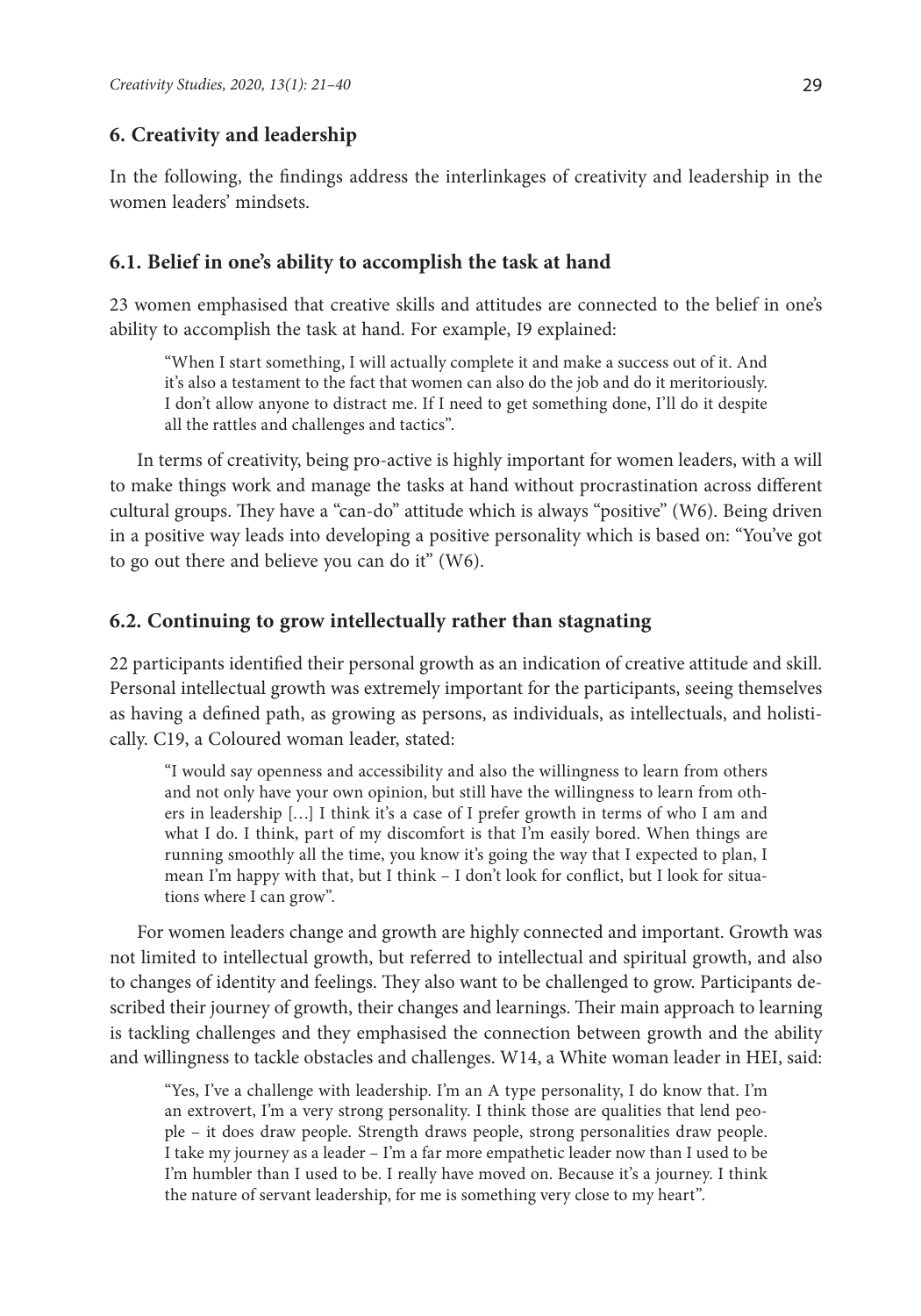## 6. Creativity and leadership

In the following, the findings address the interlinkages of creativity and leadership in the women leaders' mindsets.

### 6.1. Belief in one's ability to accomplish the task at hand

23 women emphasised that creative skills and attitudes are connected to the belief in one's ability to accomplish the task at hand. For example, I9 explained:

> "When I start something, I will actually complete it and make a success out of it. And it's also a testament to the fact that women can also do the job and do it meritoriously. I don't allow anyone to distract me. If I need to get something done, I'll do it despite all the rattles and challenges and tactics".

In terms of creativity, being pro-active is highly important for women leaders, with a will to make things work and manage the tasks at hand without procrastination across different cultural groups. They have a "can-do" attitude which is always "positive" (W6). Being driven in a positive way leads into developing a positive personality which is based on: "You've got to go out there and believe you can do it" (W6).

### 6.2. Continuing to grow intellectually rather than stagnating

22 participants identified their personal growth as an indication of creative attitude and skill. Personal intellectual growth was extremely important for the participants, seeing themselves as having a defined path, as growing as persons, as individuals, as intellectuals, and holistically. C19, a Coloured woman leader, stated:

> "I would say openness and accessibility and also the willingness to learn from others and not only have your own opinion, but still have the willingness to learn from others in leadership […] I think it's a case of I prefer growth in terms of who I am and what I do. I think, part of my discomfort is that I'm easily bored. When things are running smoothly all the time, you know it's going the way that I expected to plan, I mean I'm happy with that, but I think – I don't look for conflict, but I look for situations where I can grow".

For women leaders change and growth are highly connected and important. Growth was not limited to intellectual growth, but referred to intellectual and spiritual growth, and also to changes of identity and feelings. They also want to be challenged to grow. Participants described their journey of growth, their changes and learnings. Their main approach to learning is tackling challenges and they emphasised the connection between growth and the ability and willingness to tackle obstacles and challenges. W14, a White woman leader in HEI, said:

> "Yes, I've a challenge with leadership. I'm an A type personality, I do know that. I'm an extrovert, I'm a very strong personality. I think those are qualities that lend people – it does draw people. Strength draws people, strong personalities draw people. I take my journey as a leader – I'm a far more empathetic leader now than I used to be I'm humbler than I used to be. I really have moved on. Because it's a journey. I think the nature of servant leadership, for me is something very close to my heart".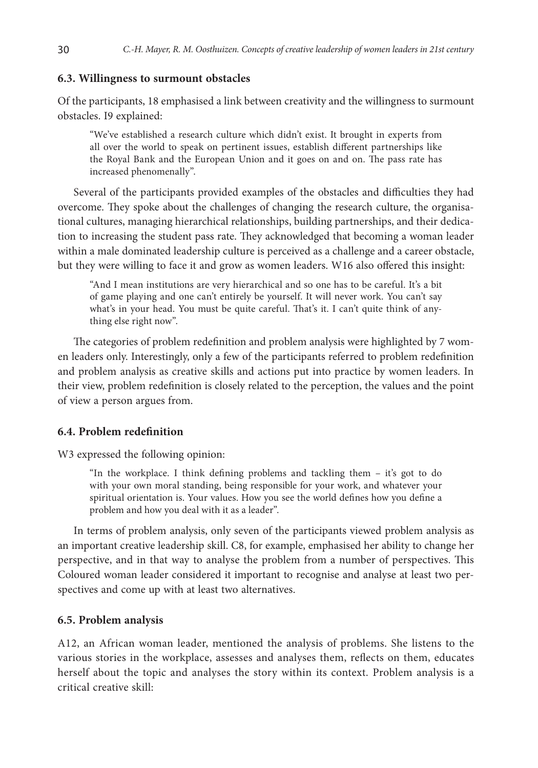### 6.3. Willingness to surmount obstacles

Of the participants, 18 emphasised a link between creativity and the willingness to surmount obstacles. I9 explained:

> "We've established a research culture which didn't exist. It brought in experts from all over the world to speak on pertinent issues, establish different partnerships like the Royal Bank and the European Union and it goes on and on. The pass rate has increased phenomenally".

Several of the participants provided examples of the obstacles and difficulties they had overcome. They spoke about the challenges of changing the research culture, the organisational cultures, managing hierarchical relationships, building partnerships, and their dedication to increasing the student pass rate. They acknowledged that becoming a woman leader within a male dominated leadership culture is perceived as a challenge and a career obstacle, but they were willing to face it and grow as women leaders. W16 also offered this insight:

> "And I mean institutions are very hierarchical and so one has to be careful. It's a bit of game playing and one can't entirely be yourself. It will never work. You can't say what's in your head. You must be quite careful. That's it. I can't quite think of anything else right now".

The categories of problem redefinition and problem analysis were highlighted by 7 women leaders only. Interestingly, only a few of the participants referred to problem redefinition and problem analysis as creative skills and actions put into practice by women leaders. In their view, problem redefinition is closely related to the perception, the values and the point of view a person argues from.

### 6.4. Problem redefinition

W3 expressed the following opinion:

> "In the workplace. I think defining problems and tackling them – it's got to do with your own moral standing, being responsible for your work, and whatever your spiritual orientation is. Your values. How you see the world defines how you define a problem and how you deal with it as a leader".

In terms of problem analysis, only seven of the participants viewed problem analysis as an important creative leadership skill. C8, for example, emphasised her ability to change her perspective, and in that way to analyse the problem from a number of perspectives. This Coloured woman leader considered it important to recognise and analyse at least two perspectives and come up with at least two alternatives.

### 6.5. Problem analysis

A12, an African woman leader, mentioned the analysis of problems. She listens to the various stories in the workplace, assesses and analyses them, reflects on them, educates herself about the topic and analyses the story within its context. Problem analysis is a critical creative skill: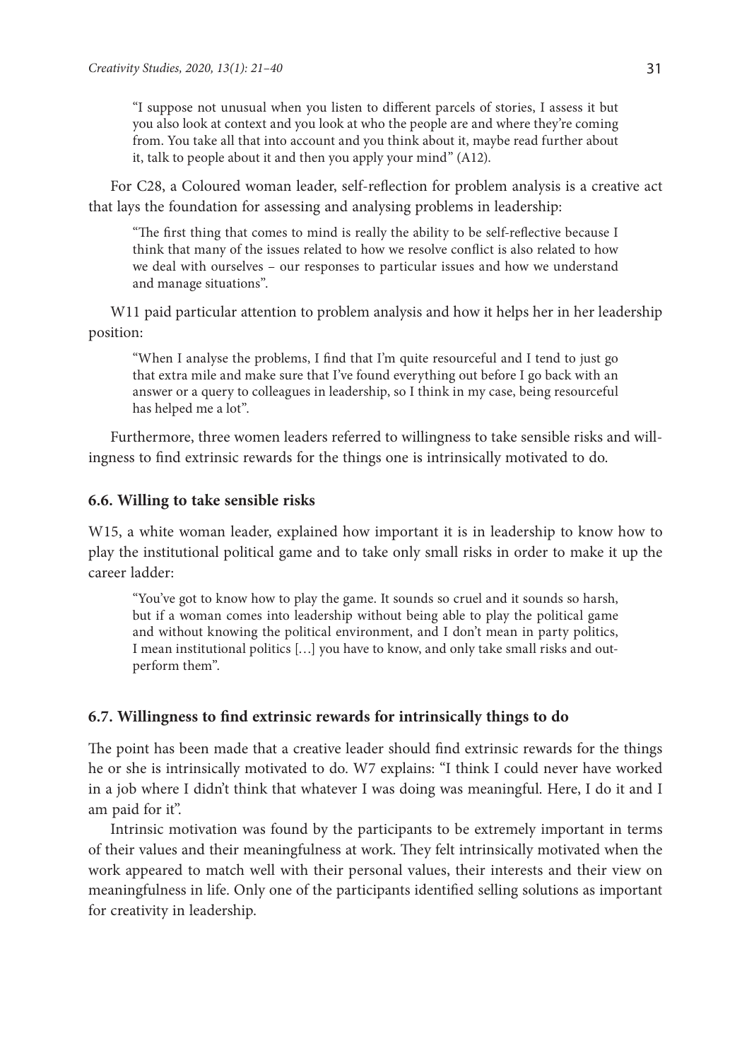> "I suppose not unusual when you listen to different parcels of stories, I assess it but you also look at context and you look at who the people are and where they're coming from. You take all that into account and you think about it, maybe read further about it, talk to people about it and then you apply your mind" (A12).

For C28, a Coloured woman leader, self-reflection for problem analysis is a creative act that lays the foundation for assessing and analysing problems in leadership:

> "The first thing that comes to mind is really the ability to be self-reflective because I think that many of the issues related to how we resolve conflict is also related to how we deal with ourselves – our responses to particular issues and how we understand and manage situations".

W11 paid particular attention to problem analysis and how it helps her in her leadership position:

> "When I analyse the problems, I find that I'm quite resourceful and I tend to just go that extra mile and make sure that I've found everything out before I go back with an answer or a query to colleagues in leadership, so I think in my case, being resourceful has helped me a lot".

Furthermore, three women leaders referred to willingness to take sensible risks and willingness to find extrinsic rewards for the things one is intrinsically motivated to do.

### 6.6. Willing to take sensible risks

W15, a white woman leader, explained how important it is in leadership to know how to play the institutional political game and to take only small risks in order to make it up the career ladder:

> "You've got to know how to play the game. It sounds so cruel and it sounds so harsh, but if a woman comes into leadership without being able to play the political game and without knowing the political environment, and I don't mean in party politics, I mean institutional politics […] you have to know, and only take small risks and outperform them".

### 6.7. Willingness to find extrinsic rewards for intrinsically things to do

The point has been made that a creative leader should find extrinsic rewards for the things he or she is intrinsically motivated to do. W7 explains: "I think I could never have worked in a job where I didn't think that whatever I was doing was meaningful. Here, I do it and I am paid for it".

Intrinsic motivation was found by the participants to be extremely important in terms of their values and their meaningfulness at work. They felt intrinsically motivated when the work appeared to match well with their personal values, their interests and their view on meaningfulness in life. Only one of the participants identified selling solutions as important for creativity in leadership.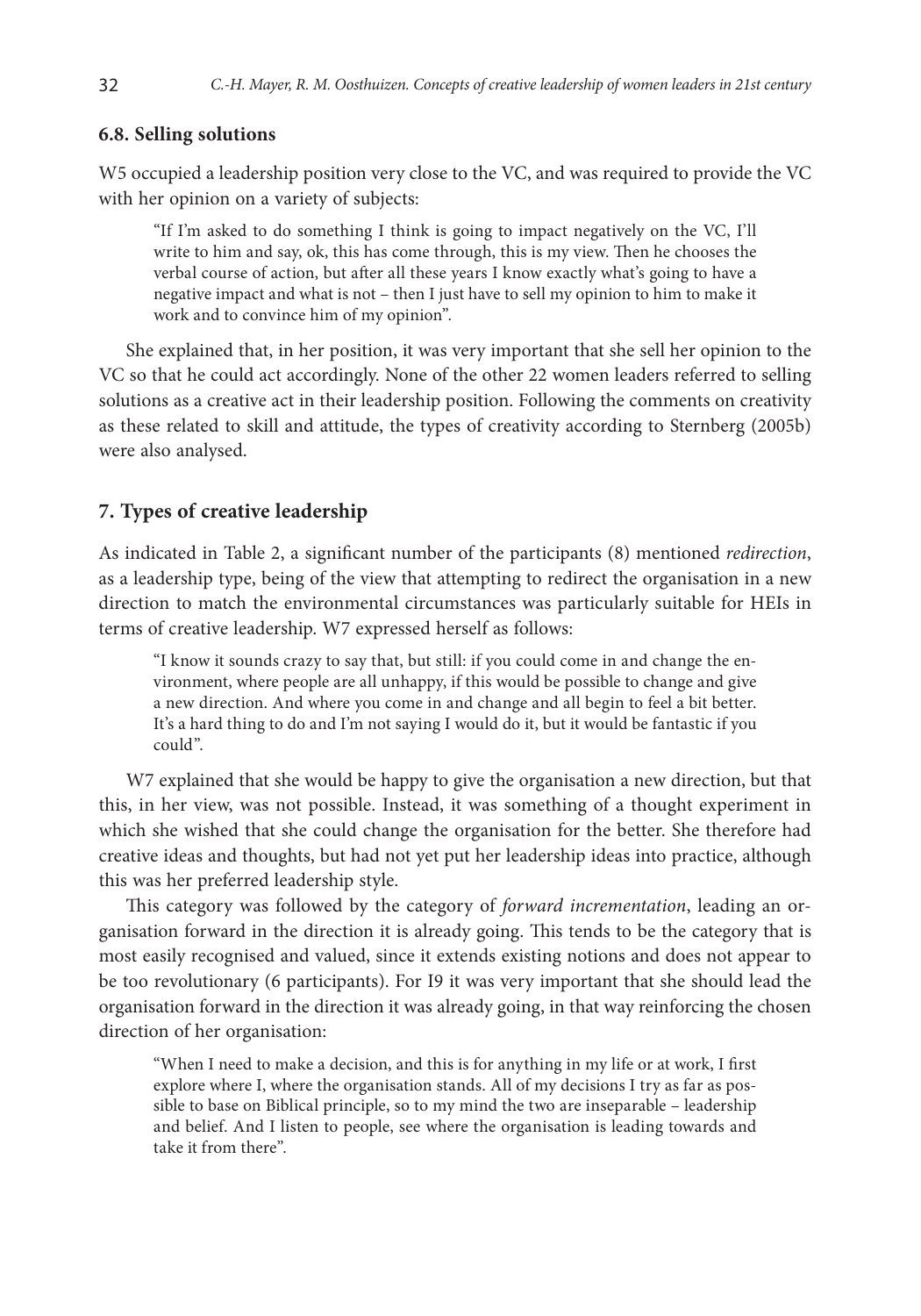### 6.8. Selling solutions

W5 occupied a leadership position very close to the VC, and was required to provide the VC with her opinion on a variety of subjects:

> "If I'm asked to do something I think is going to impact negatively on the VC, I'll write to him and say, ok, this has come through, this is my view. Then he chooses the verbal course of action, but after all these years I know exactly what's going to have a negative impact and what is not – then I just have to sell my opinion to him to make it work and to convince him of my opinion".

She explained that, in her position, it was very important that she sell her opinion to the VC so that he could act accordingly. None of the other 22 women leaders referred to selling solutions as a creative act in their leadership position. Following the comments on creativity as these related to skill and attitude, the types of creativity according to Sternberg (2005b) were also analysed.

## 7. Types of creative leadership

As indicated in Table 2, a significant number of the participants (8) mentioned *redirection*, as a leadership type, being of the view that attempting to redirect the organisation in a new direction to match the environmental circumstances was particularly suitable for HEIs in terms of creative leadership. W7 expressed herself as follows:

> "I know it sounds crazy to say that, but still: if you could come in and change the environment, where people are all unhappy, if this would be possible to change and give a new direction. And where you come in and change and all begin to feel a bit better. It's a hard thing to do and I'm not saying I would do it, but it would be fantastic if you could".

W7 explained that she would be happy to give the organisation a new direction, but that this, in her view, was not possible. Instead, it was something of a thought experiment in which she wished that she could change the organisation for the better. She therefore had creative ideas and thoughts, but had not yet put her leadership ideas into practice, although this was her preferred leadership style.

This category was followed by the category of *forward incrementation*, leading an organisation forward in the direction it is already going. This tends to be the category that is most easily recognised and valued, since it extends existing notions and does not appear to be too revolutionary (6 participants). For I9 it was very important that she should lead the organisation forward in the direction it was already going, in that way reinforcing the chosen direction of her organisation:

> "When I need to make a decision, and this is for anything in my life or at work, I first explore where I, where the organisation stands. All of my decisions I try as far as possible to base on Biblical principle, so to my mind the two are inseparable – leadership and belief. And I listen to people, see where the organisation is leading towards and take it from there".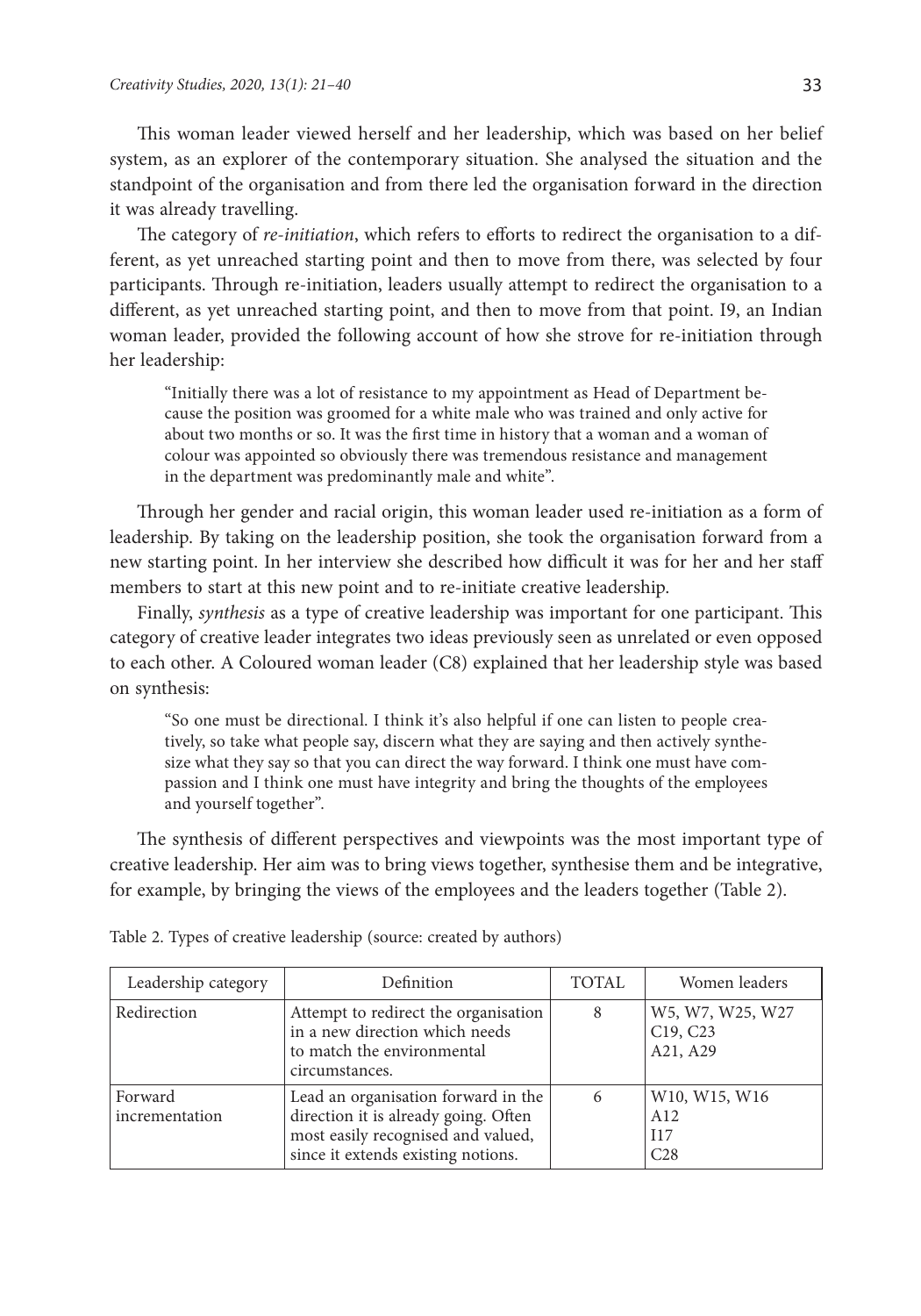This woman leader viewed herself and her leadership, which was based on her belief system, as an explorer of the contemporary situation. She analysed the situation and the standpoint of the organisation and from there led the organisation forward in the direction it was already travelling.

The category of *re-initiation*, which refers to efforts to redirect the organisation to a different, as yet unreached starting point and then to move from there, was selected by four participants. Through re-initiation, leaders usually attempt to redirect the organisation to a different, as yet unreached starting point, and then to move from that point. I9, an Indian woman leader, provided the following account of how she strove for re-initiation through her leadership:

> "Initially there was a lot of resistance to my appointment as Head of Department because the position was groomed for a white male who was trained and only active for about two months or so. It was the first time in history that a woman and a woman of colour was appointed so obviously there was tremendous resistance and management in the department was predominantly male and white".

Through her gender and racial origin, this woman leader used re-initiation as a form of leadership. By taking on the leadership position, she took the organisation forward from a new starting point. In her interview she described how difficult it was for her and her staff members to start at this new point and to re-initiate creative leadership.

Finally, *synthesis* as a type of creative leadership was important for one participant. This category of creative leader integrates two ideas previously seen as unrelated or even opposed to each other. A Coloured woman leader (C8) explained that her leadership style was based on synthesis:

> "So one must be directional. I think it's also helpful if one can listen to people creatively, so take what people say, discern what they are saying and then actively synthesize what they say so that you can direct the way forward. I think one must have compassion and I think one must have integrity and bring the thoughts of the employees and yourself together".

The synthesis of different perspectives and viewpoints was the most important type of creative leadership. Her aim was to bring views together, synthesise them and be integrative, for example, by bringing the views of the employees and the leaders together (Table 2).

Table 2. Types of creative leadership (source: created by authors)

| Leadership category | Definition | TOTAL | Women leaders |
|---|---|---|---|
| Redirection | Attempt to redirect the organisation in a new direction which needs to match the environmental circumstances. | 8 | W5, W7, W25, W27<br>C19, C23<br>A21, A29 |
| Forward incrementation | Lead an organisation forward in the direction it is already going. Often most easily recognised and valued, since it extends existing notions. | 6 | W10, W15, W16<br>A12<br>I17<br>C28 |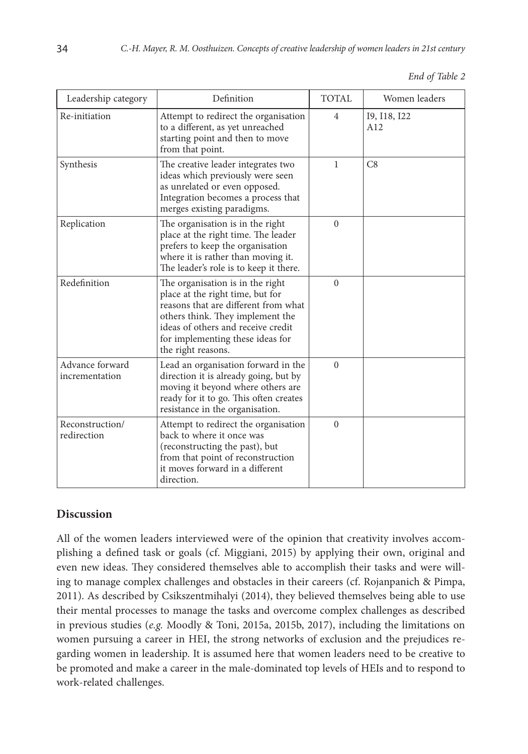*End of Table 2*

| Leadership category | Definition | TOTAL | Women leaders |
|---|---|---|---|
| Re-initiation | Attempt to redirect the organisation to a different, as yet unreached starting point and then to move from that point. | 4 | I9, I18, I22 A12 |
| Synthesis | The creative leader integrates two ideas which previously were seen as unrelated or even opposed. Integration becomes a process that merges existing paradigms. | 1 | C8 |
| Replication | The organisation is in the right place at the right time. The leader prefers to keep the organisation where it is rather than moving it. The leader's role is to keep it there. | 0 | |
| Redefinition | The organisation is in the right place at the right time, but for reasons that are different from what others think. They implement the ideas of others and receive credit for implementing these ideas for the right reasons. | 0 | |
| Advance forward incrementation | Lead an organisation forward in the direction it is already going, but by moving it beyond where others are ready for it to go. This often creates resistance in the organisation. | 0 | |
| Reconstruction/ redirection | Attempt to redirect the organisation back to where it once was (reconstructing the past), but from that point of reconstruction it moves forward in a different direction. | 0 | |

## Discussion

All of the women leaders interviewed were of the opinion that creativity involves accomplishing a defined task or goals (cf. Miggiani, 2015) by applying their own, original and even new ideas. They considered themselves able to accomplish their tasks and were willing to manage complex challenges and obstacles in their careers (cf. Rojanpanich & Pimpa, 2011). As described by Csikszentmihalyi (2014), they believed themselves being able to use their mental processes to manage the tasks and overcome complex challenges as described in previous studies (*e.g.* Moodly & Toni, 2015a, 2015b, 2017), including the limitations on women pursuing a career in HEI, the strong networks of exclusion and the prejudices regarding women in leadership. It is assumed here that women leaders need to be creative to be promoted and make a career in the male-dominated top levels of HEIs and to respond to work-related challenges.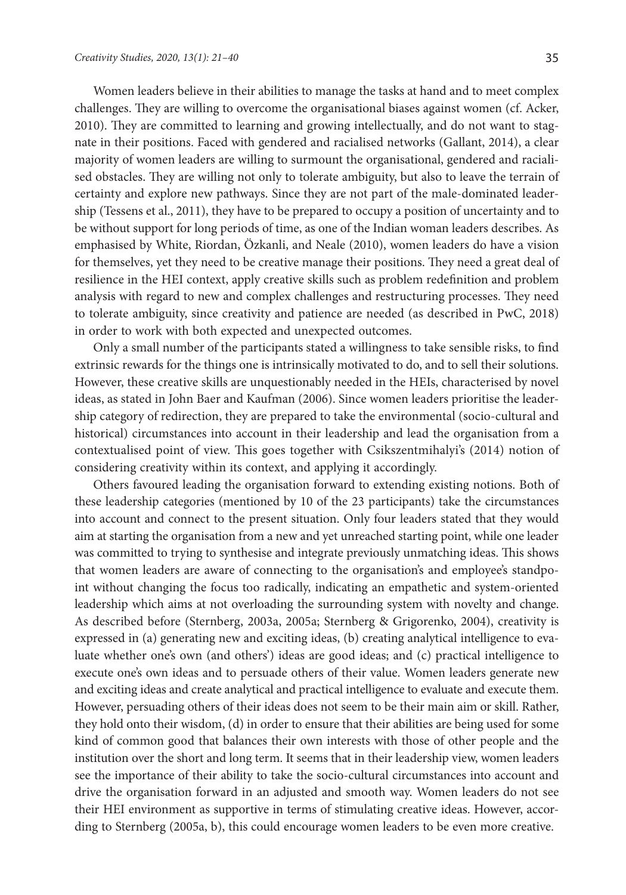Women leaders believe in their abilities to manage the tasks at hand and to meet complex challenges. They are willing to overcome the organisational biases against women (cf. Acker, 2010). They are committed to learning and growing intellectually, and do not want to stagnate in their positions. Faced with gendered and racialised networks (Gallant, 2014), a clear majority of women leaders are willing to surmount the organisational, gendered and racialised obstacles. They are willing not only to tolerate ambiguity, but also to leave the terrain of certainty and explore new pathways. Since they are not part of the male-dominated leadership (Tessens et al., 2011), they have to be prepared to occupy a position of uncertainty and to be without support for long periods of time, as one of the Indian woman leaders describes. As emphasised by White, Riordan, Özkanli, and Neale (2010), women leaders do have a vision for themselves, yet they need to be creative manage their positions. They need a great deal of resilience in the HEI context, apply creative skills such as problem redefinition and problem analysis with regard to new and complex challenges and restructuring processes. They need to tolerate ambiguity, since creativity and patience are needed (as described in PwC, 2018) in order to work with both expected and unexpected outcomes.

Only a small number of the participants stated a willingness to take sensible risks, to find extrinsic rewards for the things one is intrinsically motivated to do, and to sell their solutions. However, these creative skills are unquestionably needed in the HEIs, characterised by novel ideas, as stated in John Baer and Kaufman (2006). Since women leaders prioritise the leadership category of redirection, they are prepared to take the environmental (socio-cultural and historical) circumstances into account in their leadership and lead the organisation from a contextualised point of view. This goes together with Csikszentmihalyi's (2014) notion of considering creativity within its context, and applying it accordingly.

Others favoured leading the organisation forward to extending existing notions. Both of these leadership categories (mentioned by 10 of the 23 participants) take the circumstances into account and connect to the present situation. Only four leaders stated that they would aim at starting the organisation from a new and yet unreached starting point, while one leader was committed to trying to synthesise and integrate previously unmatching ideas. This shows that women leaders are aware of connecting to the organisation's and employee's standpoint without changing the focus too radically, indicating an empathetic and system-oriented leadership which aims at not overloading the surrounding system with novelty and change. As described before (Sternberg, 2003a, 2005a; Sternberg & Grigorenko, 2004), creativity is expressed in (a) generating new and exciting ideas, (b) creating analytical intelligence to evaluate whether one's own (and others') ideas are good ideas; and (c) practical intelligence to execute one's own ideas and to persuade others of their value. Women leaders generate new and exciting ideas and create analytical and practical intelligence to evaluate and execute them. However, persuading others of their ideas does not seem to be their main aim or skill. Rather, they hold onto their wisdom, (d) in order to ensure that their abilities are being used for some kind of common good that balances their own interests with those of other people and the institution over the short and long term. It seems that in their leadership view, women leaders see the importance of their ability to take the socio-cultural circumstances into account and drive the organisation forward in an adjusted and smooth way. Women leaders do not see their HEI environment as supportive in terms of stimulating creative ideas. However, according to Sternberg (2005a, b), this could encourage women leaders to be even more creative.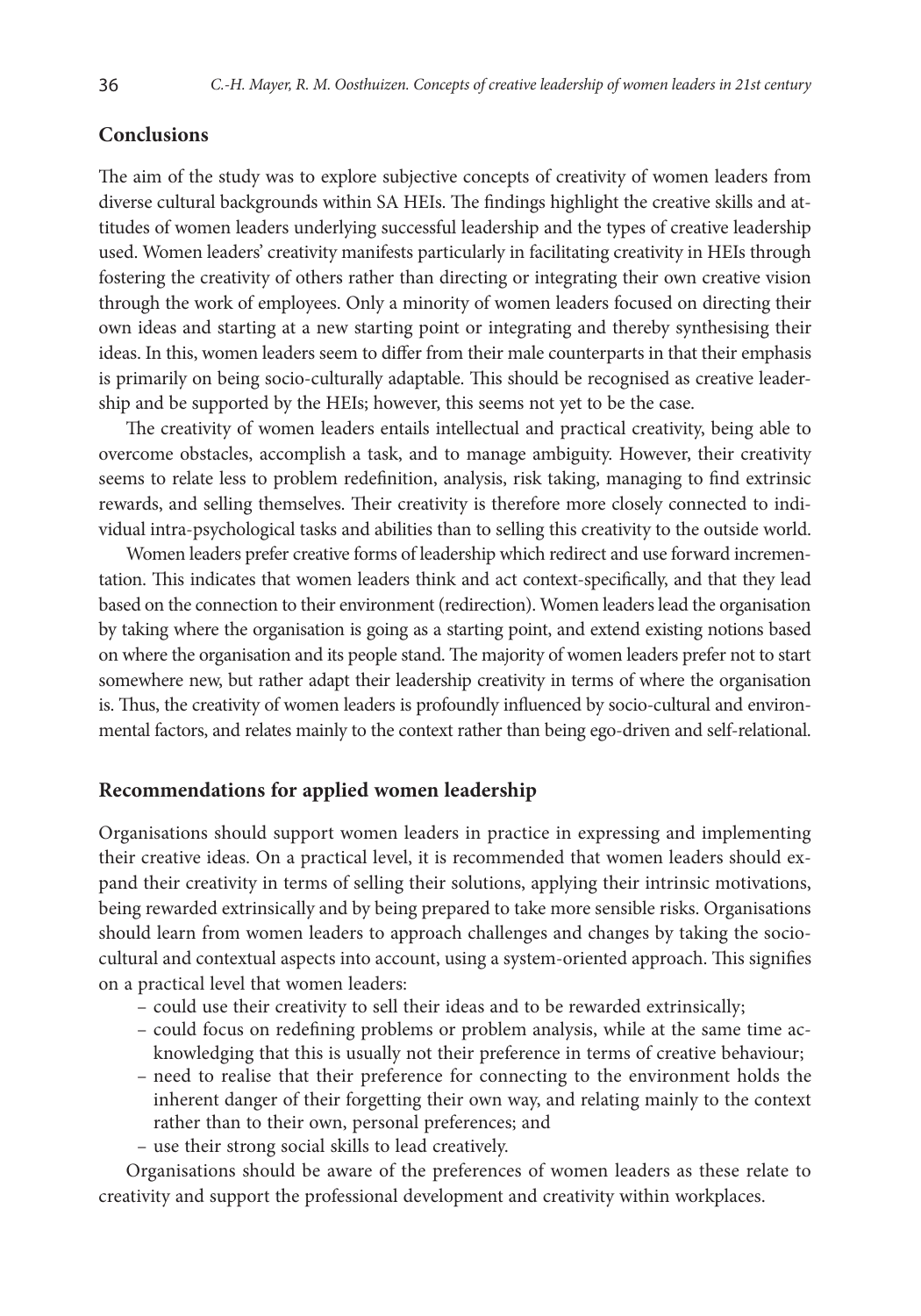## Conclusions

The aim of the study was to explore subjective concepts of creativity of women leaders from diverse cultural backgrounds within SA HEIs. The findings highlight the creative skills and attitudes of women leaders underlying successful leadership and the types of creative leadership used. Women leaders' creativity manifests particularly in facilitating creativity in HEIs through fostering the creativity of others rather than directing or integrating their own creative vision through the work of employees. Only a minority of women leaders focused on directing their own ideas and starting at a new starting point or integrating and thereby synthesising their ideas. In this, women leaders seem to differ from their male counterparts in that their emphasis is primarily on being socio-culturally adaptable. This should be recognised as creative leadership and be supported by the HEIs; however, this seems not yet to be the case.

The creativity of women leaders entails intellectual and practical creativity, being able to overcome obstacles, accomplish a task, and to manage ambiguity. However, their creativity seems to relate less to problem redefinition, analysis, risk taking, managing to find extrinsic rewards, and selling themselves. Their creativity is therefore more closely connected to individual intra-psychological tasks and abilities than to selling this creativity to the outside world.

Women leaders prefer creative forms of leadership which redirect and use forward incrementation. This indicates that women leaders think and act context-specifically, and that they lead based on the connection to their environment (redirection). Women leaders lead the organisation by taking where the organisation is going as a starting point, and extend existing notions based on where the organisation and its people stand. The majority of women leaders prefer not to start somewhere new, but rather adapt their leadership creativity in terms of where the organisation is. Thus, the creativity of women leaders is profoundly influenced by socio-cultural and environmental factors, and relates mainly to the context rather than being ego-driven and self-relational.

## Recommendations for applied women leadership

Organisations should support women leaders in practice in expressing and implementing their creative ideas. On a practical level, it is recommended that women leaders should expand their creativity in terms of selling their solutions, applying their intrinsic motivations, being rewarded extrinsically and by being prepared to take more sensible risks. Organisations should learn from women leaders to approach challenges and changes by taking the socio-cultural and contextual aspects into account, using a system-oriented approach. This signifies on a practical level that women leaders:

- could use their creativity to sell their ideas and to be rewarded extrinsically;
- could focus on redefining problems or problem analysis, while at the same time acknowledging that this is usually not their preference in terms of creative behaviour;
- need to realise that their preference for connecting to the environment holds the inherent danger of their forgetting their own way, and relating mainly to the context rather than to their own, personal preferences; and
- use their strong social skills to lead creatively.

Organisations should be aware of the preferences of women leaders as these relate to creativity and support the professional development and creativity within workplaces.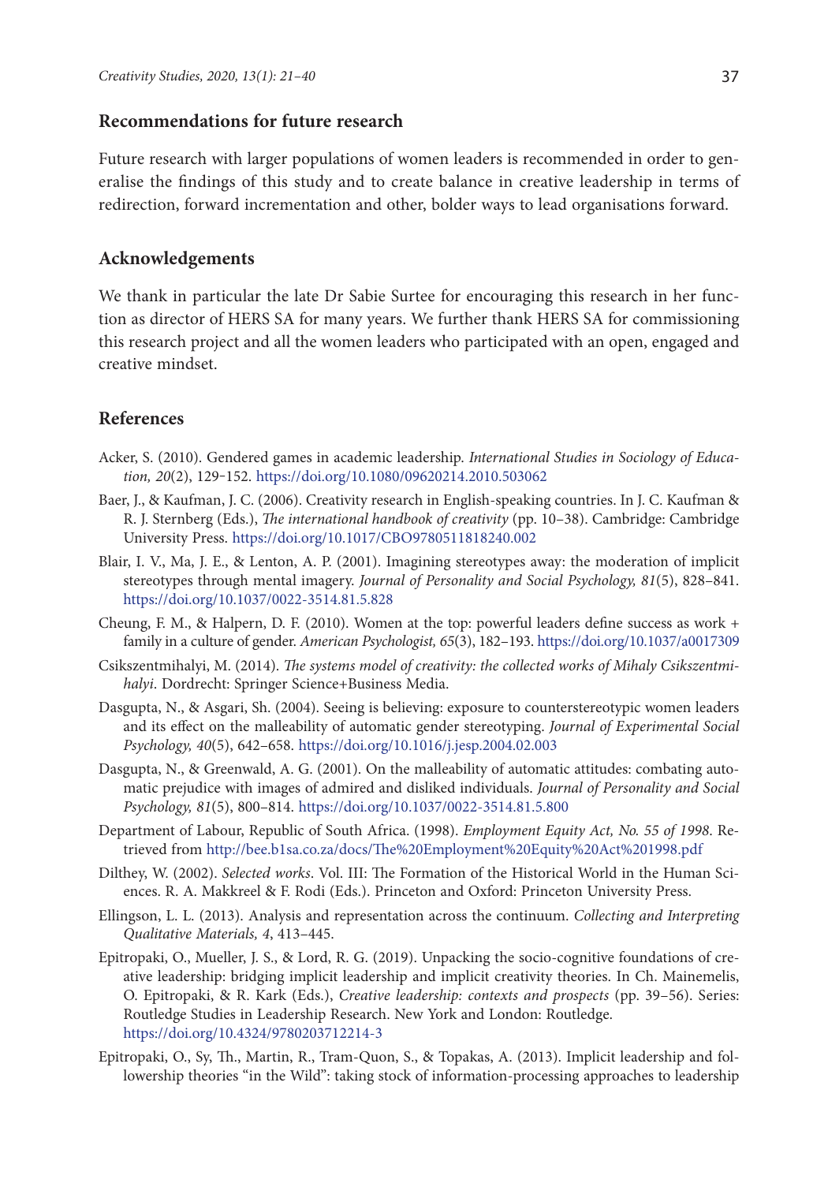## Recommendations for future research

Future research with larger populations of women leaders is recommended in order to generalise the findings of this study and to create balance in creative leadership in terms of redirection, forward incrementation and other, bolder ways to lead organisations forward.

## Acknowledgements

We thank in particular the late Dr Sabie Surtee for encouraging this research in her function as director of HERS SA for many years. We further thank HERS SA for commissioning this research project and all the women leaders who participated with an open, engaged and creative mindset.

## References

Acker, S. (2010). Gendered games in academic leadership. *International Studies in Sociology of Education, 20*(2), 129‑152. https://doi.org/10.1080/09620214.2010.503062

Baer, J., & Kaufman, J. C. (2006). Creativity research in English-speaking countries. In J. C. Kaufman & R. J. Sternberg (Eds.), *The international handbook of creativity* (pp. 10–38). Cambridge: Cambridge University Press. https://doi.org/10.1017/CBO9780511818240.002

Blair, I. V., Ma, J. E., & Lenton, A. P. (2001). Imagining stereotypes away: the moderation of implicit stereotypes through mental imagery. *Journal of Personality and Social Psychology, 81*(5), 828–841. https://doi.org/10.1037/0022-3514.81.5.828

Cheung, F. M., & Halpern, D. F. (2010). Women at the top: powerful leaders define success as work + family in a culture of gender. *American Psychologist, 65*(3), 182–193. https://doi.org/10.1037/a0017309

Csikszentmihalyi, M. (2014). *The systems model of creativity: the collected works of Mihaly Csikszentmihalyi*. Dordrecht: Springer Science+Business Media.

Dasgupta, N., & Asgari, Sh. (2004). Seeing is believing: exposure to counterstereotypic women leaders and its effect on the malleability of automatic gender stereotyping. *Journal of Experimental Social Psychology, 40*(5), 642–658. https://doi.org/10.1016/j.jesp.2004.02.003

Dasgupta, N., & Greenwald, A. G. (2001). On the malleability of automatic attitudes: combating automatic prejudice with images of admired and disliked individuals. *Journal of Personality and Social Psychology, 81*(5), 800–814. https://doi.org/10.1037/0022-3514.81.5.800

Department of Labour, Republic of South Africa. (1998). *Employment Equity Act, No. 55 of 1998*. Retrieved from http://bee.b1sa.co.za/docs/The%20Employment%20Equity%20Act%201998.pdf

Dilthey, W. (2002). *Selected works*. Vol. III: The Formation of the Historical World in the Human Sciences. R. A. Makkreel & F. Rodi (Eds.). Princeton and Oxford: Princeton University Press.

Ellingson, L. L. (2013). Analysis and representation across the continuum. *Collecting and Interpreting Qualitative Materials, 4*, 413–445.

Epitropaki, O., Mueller, J. S., & Lord, R. G. (2019). Unpacking the socio-cognitive foundations of creative leadership: bridging implicit leadership and implicit creativity theories. In Ch. Mainemelis, O. Epitropaki, & R. Kark (Eds.), *Creative leadership: contexts and prospects* (pp. 39–56). Series: Routledge Studies in Leadership Research. New York and London: Routledge. https://doi.org/10.4324/9780203712214-3

Epitropaki, O., Sy, Th., Martin, R., Tram-Quon, S., & Topakas, A. (2013). Implicit leadership and followership theories "in the Wild": taking stock of information-processing approaches to leadership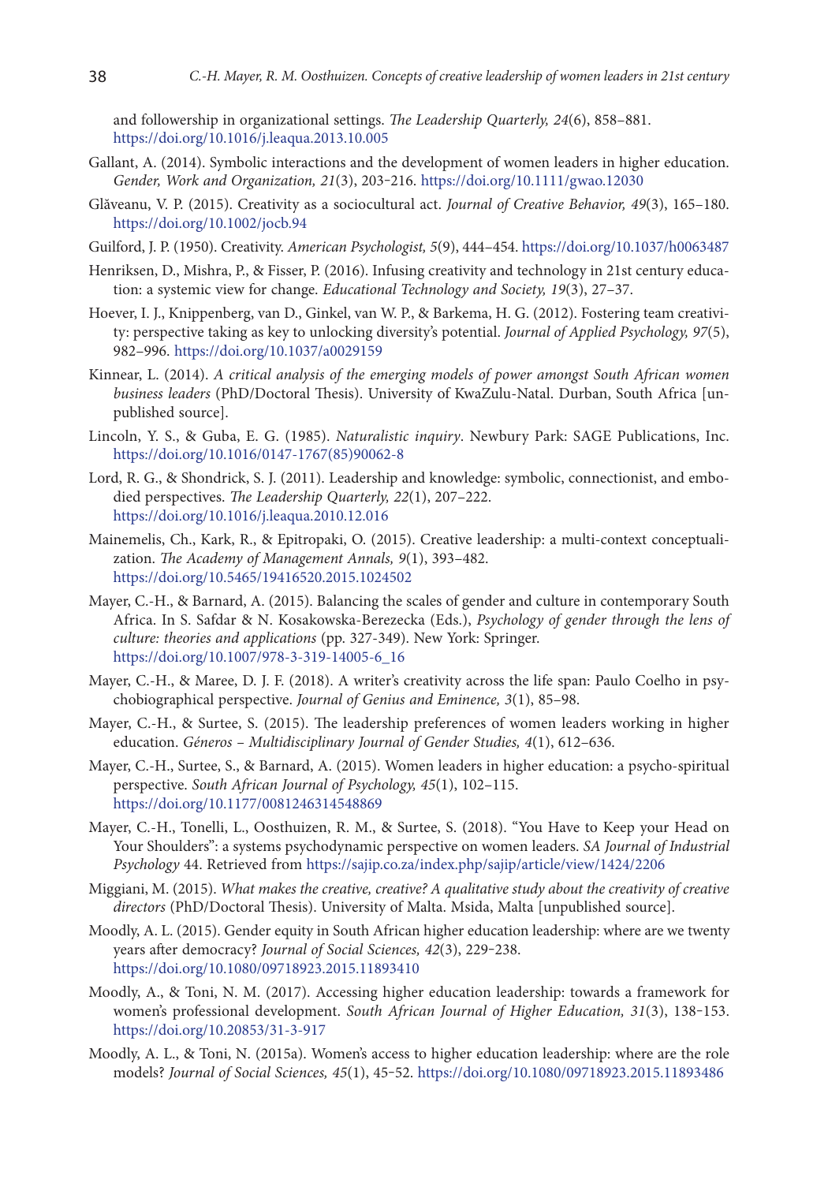and followership in organizational settings. *The Leadership Quarterly, 24*(6), 858–881. https://doi.org/10.1016/j.leaqua.2013.10.005

Gallant, A. (2014). Symbolic interactions and the development of women leaders in higher education. *Gender, Work and Organization, 21*(3), 203‑216. https://doi.org/10.1111/gwao.12030

Glăveanu, V. P. (2015). Creativity as a sociocultural act. *Journal of Creative Behavior, 49*(3), 165–180. https://doi.org/10.1002/jocb.94

Guilford, J. P. (1950). Creativity. *American Psychologist, 5*(9), 444–454. https://doi.org/10.1037/h0063487

Henriksen, D., Mishra, P., & Fisser, P. (2016). Infusing creativity and technology in 21st century education: a systemic view for change. *Educational Technology and Society, 19*(3), 27–37.

Hoever, I. J., Knippenberg, van D., Ginkel, van W. P., & Barkema, H. G. (2012). Fostering team creativity: perspective taking as key to unlocking diversity's potential. *Journal of Applied Psychology, 97*(5), 982–996. https://doi.org/10.1037/a0029159

Kinnear, L. (2014). *A critical analysis of the emerging models of power amongst South African women business leaders* (PhD/Doctoral Thesis). University of KwaZulu-Natal. Durban, South Africa [unpublished source].

Lincoln, Y. S., & Guba, E. G. (1985). *Naturalistic inquiry*. Newbury Park: SAGE Publications, Inc. https://doi.org/10.1016/0147-1767(85)90062-8

Lord, R. G., & Shondrick, S. J. (2011). Leadership and knowledge: symbolic, connectionist, and embodied perspectives. *The Leadership Quarterly, 22*(1), 207–222. https://doi.org/10.1016/j.leaqua.2010.12.016

Mainemelis, Ch., Kark, R., & Epitropaki, O. (2015). Creative leadership: a multi-context conceptualization. *The Academy of Management Annals, 9*(1), 393–482. https://doi.org/10.5465/19416520.2015.1024502

Mayer, C.-H., & Barnard, A. (2015). Balancing the scales of gender and culture in contemporary South Africa. In S. Safdar & N. Kosakowska-Berezecka (Eds.), *Psychology of gender through the lens of culture: theories and applications* (pp. 327-349). New York: Springer. https://doi.org/10.1007/978-3-319-14005-6_16

Mayer, C.-H., & Maree, D. J. F. (2018). A writer's creativity across the life span: Paulo Coelho in psychobiographical perspective. *Journal of Genius and Eminence, 3*(1), 85–98.

Mayer, C.-H., & Surtee, S. (2015). The leadership preferences of women leaders working in higher education. *Géneros – Multidisciplinary Journal of Gender Studies, 4*(1), 612–636.

Mayer, C.-H., Surtee, S., & Barnard, A. (2015). Women leaders in higher education: a psycho-spiritual perspective. *South African Journal of Psychology, 45*(1), 102–115. https://doi.org/10.1177/0081246314548869

Mayer, C.-H., Tonelli, L., Oosthuizen, R. M., & Surtee, S. (2018). "You Have to Keep your Head on Your Shoulders": a systems psychodynamic perspective on women leaders. *SA Journal of Industrial Psychology* 44. Retrieved from https://sajip.co.za/index.php/sajip/article/view/1424/2206

Miggiani, M. (2015). *What makes the creative, creative? A qualitative study about the creativity of creative directors* (PhD/Doctoral Thesis). University of Malta. Msida, Malta [unpublished source].

Moodly, A. L. (2015). Gender equity in South African higher education leadership: where are we twenty years after democracy? *Journal of Social Sciences, 42*(3), 229‑238. https://doi.org/10.1080/09718923.2015.11893410

Moodly, A., & Toni, N. M. (2017). Accessing higher education leadership: towards a framework for women's professional development. *South African Journal of Higher Education, 31*(3), 138‑153. https://doi.org/10.20853/31-3-917

Moodly, A. L., & Toni, N. (2015a). Women's access to higher education leadership: where are the role models? *Journal of Social Sciences, 45*(1), 45‑52. https://doi.org/10.1080/09718923.2015.11893486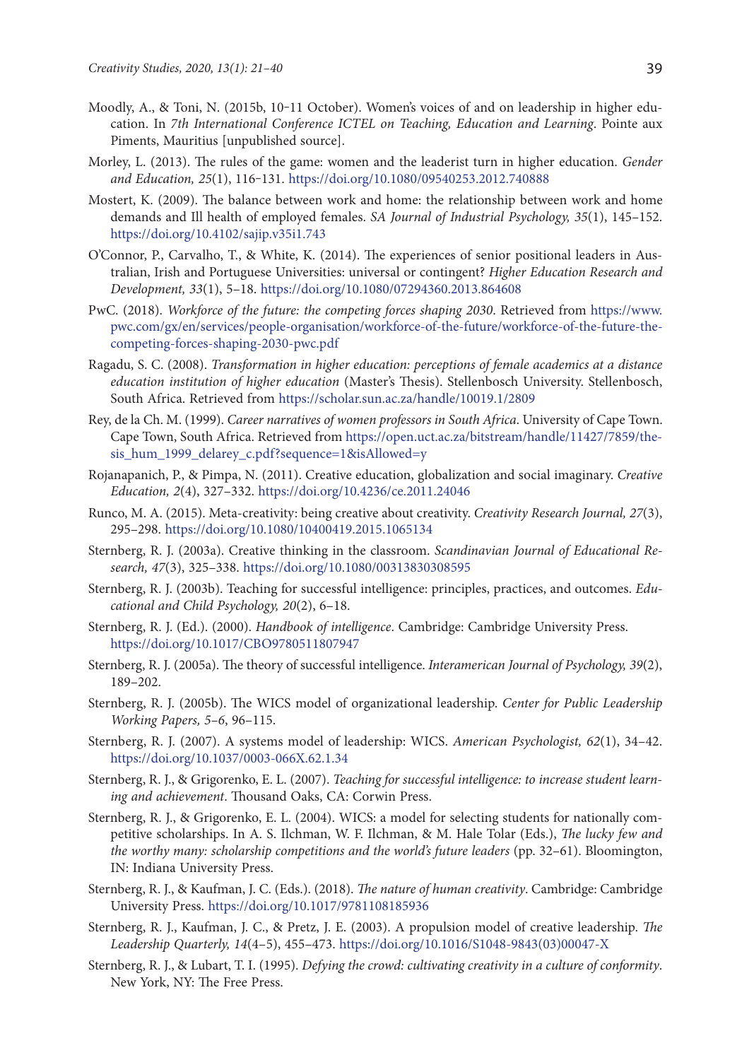Moodly, A., & Toni, N. (2015b, 10‑11 October). Women's voices of and on leadership in higher education. In *7th International Conference ICTEL on Teaching, Education and Learning*. Pointe aux Piments, Mauritius [unpublished source].

Morley, L. (2013). The rules of the game: women and the leaderist turn in higher education. *Gender and Education, 25*(1), 116‑131. https://doi.org/10.1080/09540253.2012.740888

Mostert, K. (2009). The balance between work and home: the relationship between work and home demands and Ill health of employed females. *SA Journal of Industrial Psychology, 35*(1), 145–152. https://doi.org/10.4102/sajip.v35i1.743

O'Connor, P., Carvalho, T., & White, K. (2014). The experiences of senior positional leaders in Australian, Irish and Portuguese Universities: universal or contingent? *Higher Education Research and Development, 33*(1), 5–18. https://doi.org/10.1080/07294360.2013.864608

PwC. (2018). *Workforce of the future: the competing forces shaping 2030*. Retrieved from https://www.pwc.com/gx/en/services/people-organisation/workforce-of-the-future/workforce-of-the-future-the-competing-forces-shaping-2030-pwc.pdf

Ragadu, S. C. (2008). *Transformation in higher education: perceptions of female academics at a distance education institution of higher education* (Master's Thesis). Stellenbosch University. Stellenbosch, South Africa. Retrieved from https://scholar.sun.ac.za/handle/10019.1/2809

Rey, de la Ch. M. (1999). *Career narratives of women professors in South Africa*. University of Cape Town. Cape Town, South Africa. Retrieved from https://open.uct.ac.za/bitstream/handle/11427/7859/thesis_hum_1999_delarey_c.pdf?sequence=1&isAllowed=y

Rojanapanich, P., & Pimpa, N. (2011). Creative education, globalization and social imaginary. *Creative Education, 2*(4), 327–332. https://doi.org/10.4236/ce.2011.24046

Runco, M. A. (2015). Meta-creativity: being creative about creativity. *Creativity Research Journal, 27*(3), 295–298. https://doi.org/10.1080/10400419.2015.1065134

Sternberg, R. J. (2003a). Creative thinking in the classroom. *Scandinavian Journal of Educational Research, 47*(3), 325–338. https://doi.org/10.1080/00313830308595

Sternberg, R. J. (2003b). Teaching for successful intelligence: principles, practices, and outcomes. *Educational and Child Psychology, 20*(2), 6–18.

Sternberg, R. J. (Ed.). (2000). *Handbook of intelligence*. Cambridge: Cambridge University Press. https://doi.org/10.1017/CBO9780511807947

Sternberg, R. J. (2005a). The theory of successful intelligence. *Interamerican Journal of Psychology, 39*(2), 189–202.

Sternberg, R. J. (2005b). The WICS model of organizational leadership. *Center for Public Leadership Working Papers, 5–6*, 96–115.

Sternberg, R. J. (2007). A systems model of leadership: WICS. *American Psychologist, 62*(1), 34–42. https://doi.org/10.1037/0003-066X.62.1.34

Sternberg, R. J., & Grigorenko, E. L. (2007). *Teaching for successful intelligence: to increase student learning and achievement*. Thousand Oaks, CA: Corwin Press.

Sternberg, R. J., & Grigorenko, E. L. (2004). WICS: a model for selecting students for nationally competitive scholarships. In A. S. Ilchman, W. F. Ilchman, & M. Hale Tolar (Eds.), *The lucky few and the worthy many: scholarship competitions and the world's future leaders* (pp. 32–61). Bloomington, IN: Indiana University Press.

Sternberg, R. J., & Kaufman, J. C. (Eds.). (2018). *The nature of human creativity*. Cambridge: Cambridge University Press. https://doi.org/10.1017/9781108185936

Sternberg, R. J., Kaufman, J. C., & Pretz, J. E. (2003). A propulsion model of creative leadership. *The Leadership Quarterly, 14*(4–5), 455–473. https://doi.org/10.1016/S1048-9843(03)00047-X

Sternberg, R. J., & Lubart, T. I. (1995). *Defying the crowd: cultivating creativity in a culture of conformity*. New York, NY: The Free Press.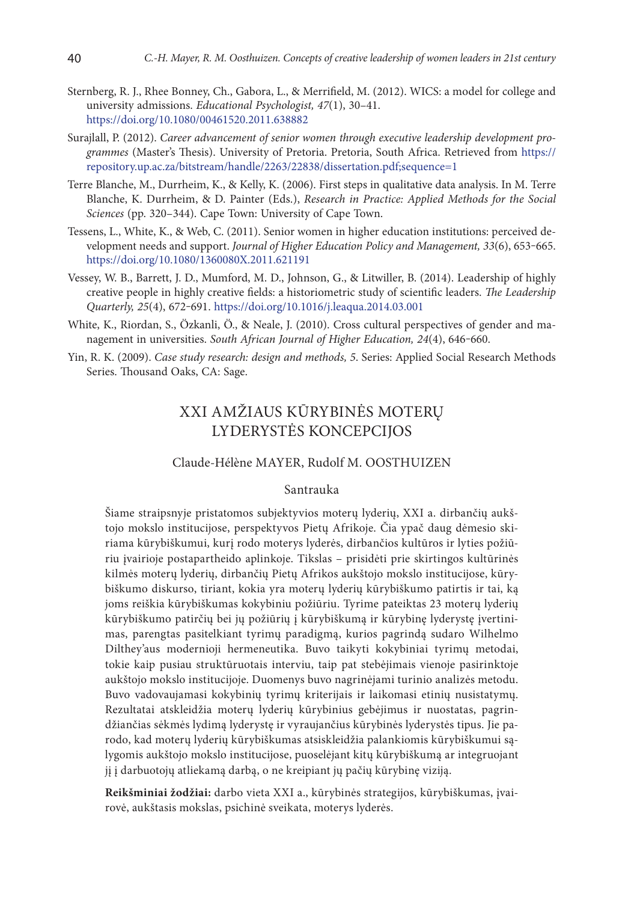Sternberg, R. J., Rhee Bonney, Ch., Gabora, L., & Merrifield, M. (2012). WICS: a model for college and university admissions. *Educational Psychologist, 47*(1), 30–41. https://doi.org/10.1080/00461520.2011.638882

Surajlall, P. (2012). *Career advancement of senior women through executive leadership development programmes* (Master's Thesis). University of Pretoria. Pretoria, South Africa. Retrieved from https://repository.up.ac.za/bitstream/handle/2263/22838/dissertation.pdf;sequence=1

Terre Blanche, M., Durrheim, K., & Kelly, K. (2006). First steps in qualitative data analysis. In M. Terre Blanche, K. Durrheim, & D. Painter (Eds.), *Research in Practice: Applied Methods for the Social Sciences* (pp. 320–344). Cape Town: University of Cape Town.

Tessens, L., White, K., & Web, C. (2011). Senior women in higher education institutions: perceived development needs and support. *Journal of Higher Education Policy and Management, 33*(6), 653‑665. https://doi.org/10.1080/1360080X.2011.621191

Vessey, W. B., Barrett, J. D., Mumford, M. D., Johnson, G., & Litwiller, B. (2014). Leadership of highly creative people in highly creative fields: a historiometric study of scientific leaders. *The Leadership Quarterly, 25*(4), 672‑691. https://doi.org/10.1016/j.leaqua.2014.03.001

White, K., Riordan, S., Özkanli, Ö., & Neale, J. (2010). Cross cultural perspectives of gender and management in universities. *South African Journal of Higher Education, 24*(4), 646‑660.

Yin, R. K. (2009). *Case study research: design and methods, 5*. Series: Applied Social Research Methods Series. Thousand Oaks, CA: Sage.

# XXI AMŽIAUS KŪRYBINĖS MOTERŲ LYDERYSTĖS KONCEPCIJOS

Claude-Hélène MAYER, Rudolf M. OOSTHUIZEN

## Santrauka

Šiame straipsnyje pristatomos subjektyvios moterų lyderių, XXI a. dirbančių aukštojo mokslo institucijose, perspektyvos Pietų Afrikoje. Čia ypač daug dėmesio skiriama kūrybiškumui, kurį rodo moterys lyderės, dirbančios kultūros ir lyties požiūriu įvairioje postapartheido aplinkoje. Tikslas – prisidėti prie skirtingos kultūrinės kilmės moterų lyderių, dirbančių Pietų Afrikos aukštojo mokslo institucijose, kūrybiškumo diskurso, tiriant, kokia yra moterų lyderių kūrybiškumo patirtis ir tai, ką joms reiškia kūrybiškumas kokybiniu požiūriu. Tyrime pateiktas 23 moterų lyderių kūrybiškumo patirčių bei jų požiūrių į kūrybiškumą ir kūrybinę lyderystę įvertinimas, parengtas pasitelkiant tyrimų paradigmą, kurios pagrindą sudaro Wilhelmo Dilthey'aus modernioji hermeneutika. Buvo taikyti kokybiniai tyrimų metodai, tokie kaip pusiau struktūruotais interviu, taip pat stebėjimais vienoje pasirinktoje aukštojo mokslo institucijoje. Duomenys buvo nagrinėjami turinio analizės metodu. Buvo vadovaujamasi kokybinių tyrimų kriterijais ir laikomasi etinių nusistatymų. Rezultatai atskleidžia moterų lyderių kūrybinius gebėjimus ir nuostatas, pagrindžiančias sėkmės lydimą lyderystę ir vyraujančius kūrybinės lyderystės tipus. Jie parodo, kad moterų lyderių kūrybiškumas atsiskleidžia palankiomis kūrybiškumui sąlygomis aukštojo mokslo institucijose, puoselėjant kitų kūrybiškumą ar integruojant jį į darbuotojų atliekamą darbą, o ne kreipiant jų pačių kūrybinę viziją.

**Reikšminiai žodžiai:** darbo vieta XXI a., kūrybinės strategijos, kūrybiškumas, įvairovė, aukštasis mokslas, psichinė sveikata, moterys lyderės.